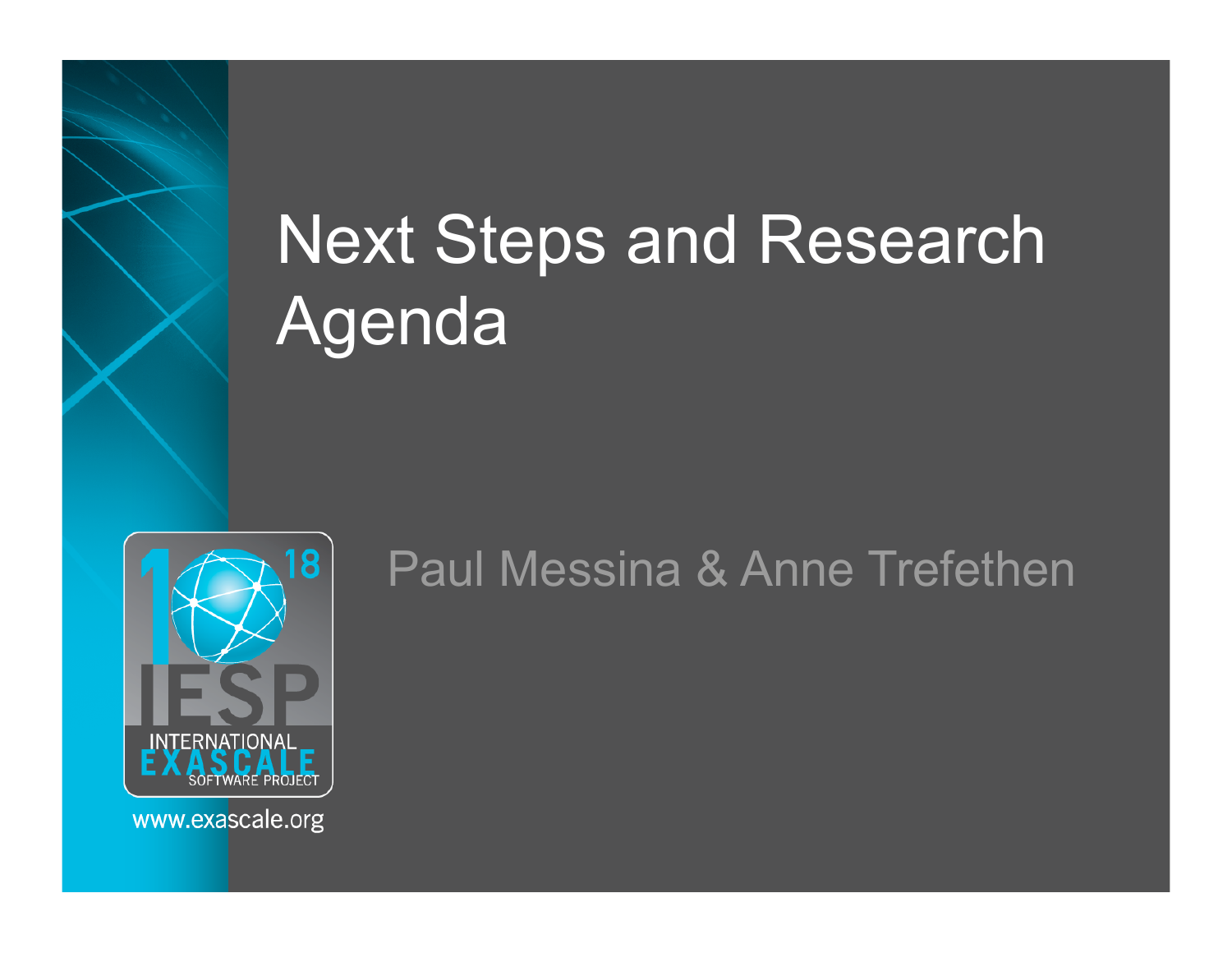# Next Steps and Research Agenda

Paul Messina & Anne Trefethen

$10^{18}$ IESP INTERNATIONAL EXASCALE SOFTWARE PROJECT

www.exascale.org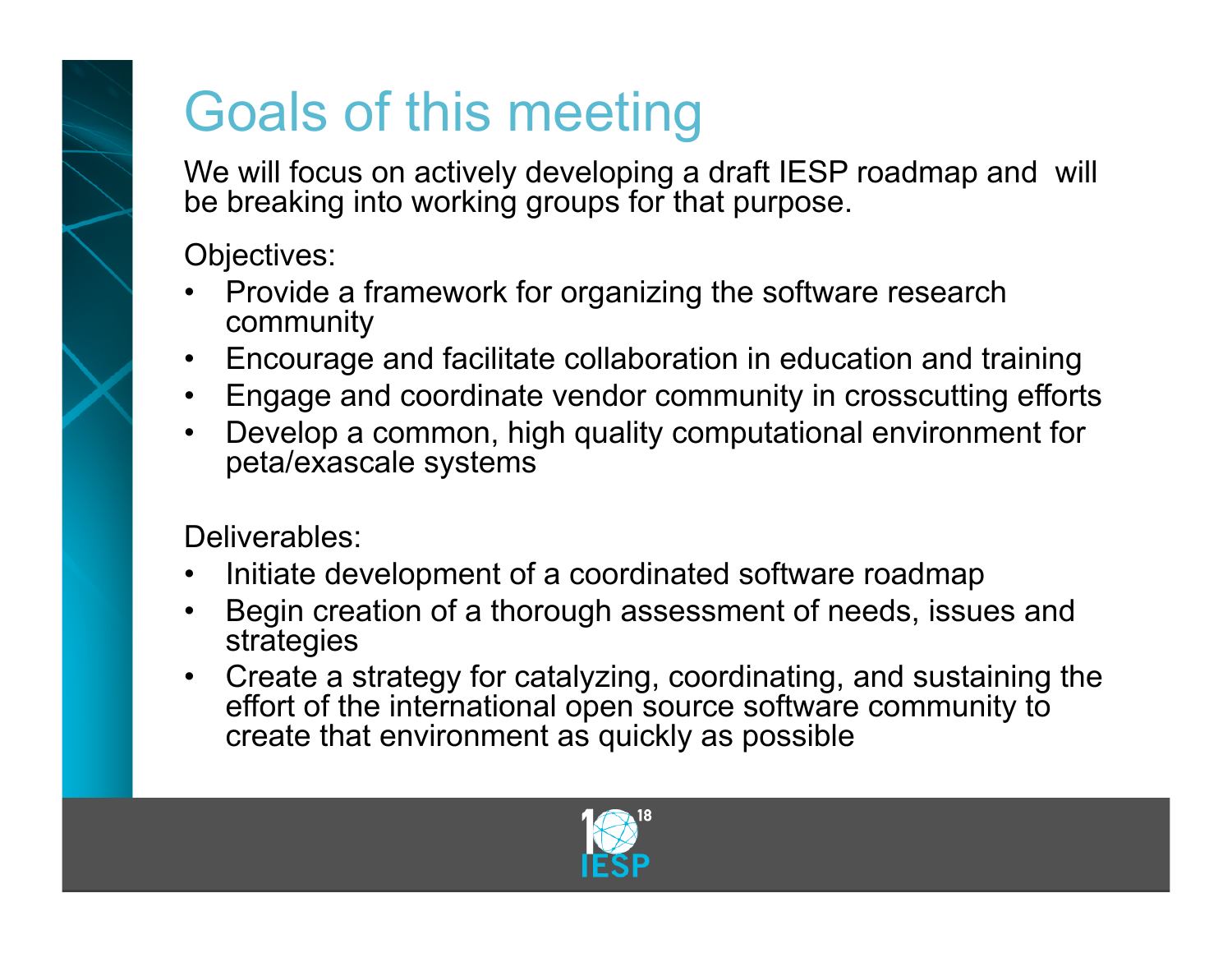# Goals of this meeting

We will focus on actively developing a draft IESP roadmap and will be breaking into working groups for that purpose.

Objectives:

- Provide a framework for organizing the software research community
- Encourage and facilitate collaboration in education and training
- Engage and coordinate vendor community in crosscutting efforts
- Develop a common, high quality computational environment for peta/exascale systems

Deliverables:

- Initiate development of a coordinated software roadmap
- Begin creation of a thorough assessment of needs, issues and strategies
- Create a strategy for catalyzing, coordinating, and sustaining the effort of the international open source software community to create that environment as quickly as possible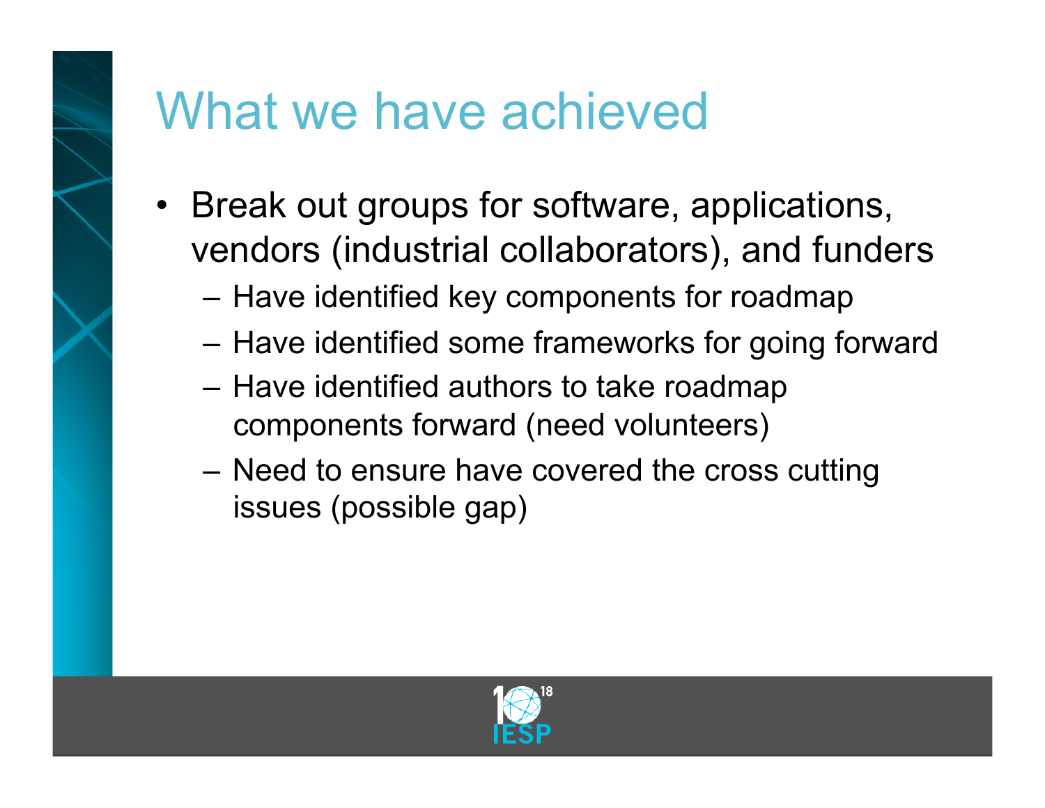# What we have achieved

- Break out groups for software, applications, vendors (industrial collaborators), and funders
  - Have identified key components for roadmap
  - Have identified some frameworks for going forward
  - Have identified authors to take roadmap components forward (need volunteers)
  - Need to ensure have covered the cross cutting issues (possible gap)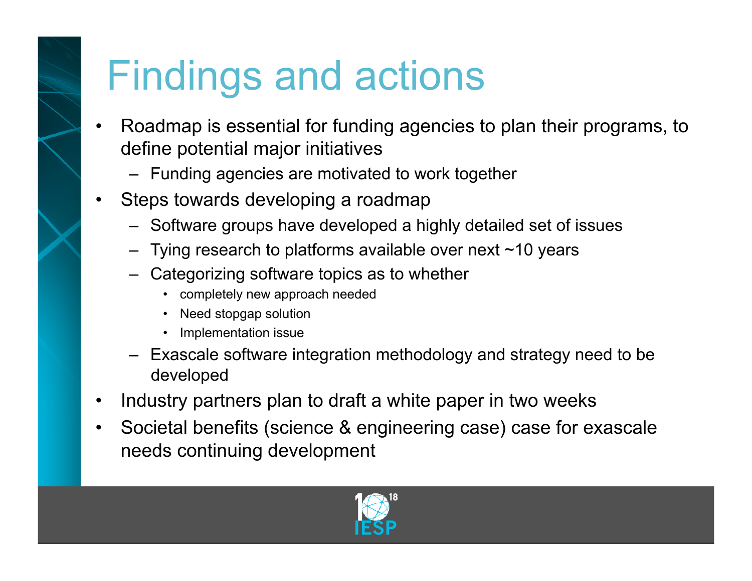# Findings and actions

- Roadmap is essential for funding agencies to plan their programs, to define potential major initiatives
  - Funding agencies are motivated to work together
- Steps towards developing a roadmap
  - Software groups have developed a highly detailed set of issues
  - Tying research to platforms available over next ~10 years
  - Categorizing software topics as to whether
    - completely new approach needed
    - Need stopgap solution
    - Implementation issue
  - Exascale software integration methodology and strategy need to be developed
- Industry partners plan to draft a white paper in two weeks
- Societal benefits (science & engineering case) case for exascale needs continuing development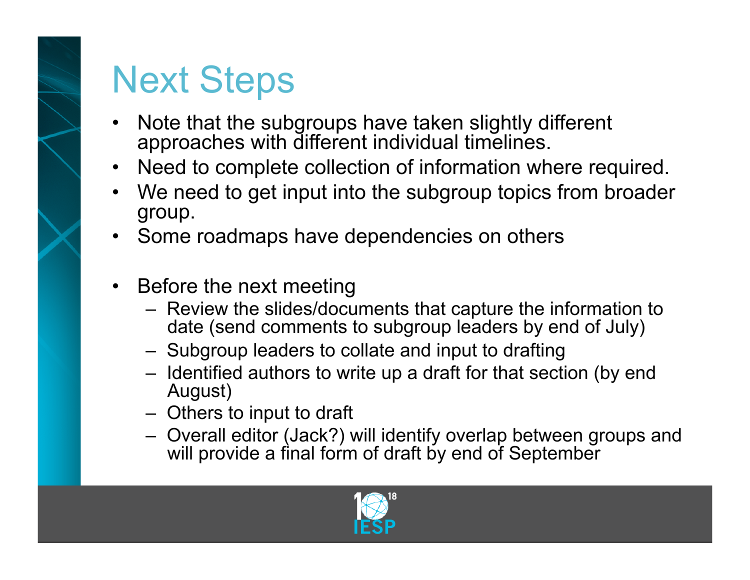# Next Steps

- Note that the subgroups have taken slightly different approaches with different individual timelines.
- Need to complete collection of information where required.
- We need to get input into the subgroup topics from broader group.
- Some roadmaps have dependencies on others
- Before the next meeting
  - Review the slides/documents that capture the information to date (send comments to subgroup leaders by end of July)
  - Subgroup leaders to collate and input to drafting
  - Identified authors to write up a draft for that section (by end August)
  - Others to input to draft
  - Overall editor (Jack?) will identify overlap between groups and will provide a final form of draft by end of September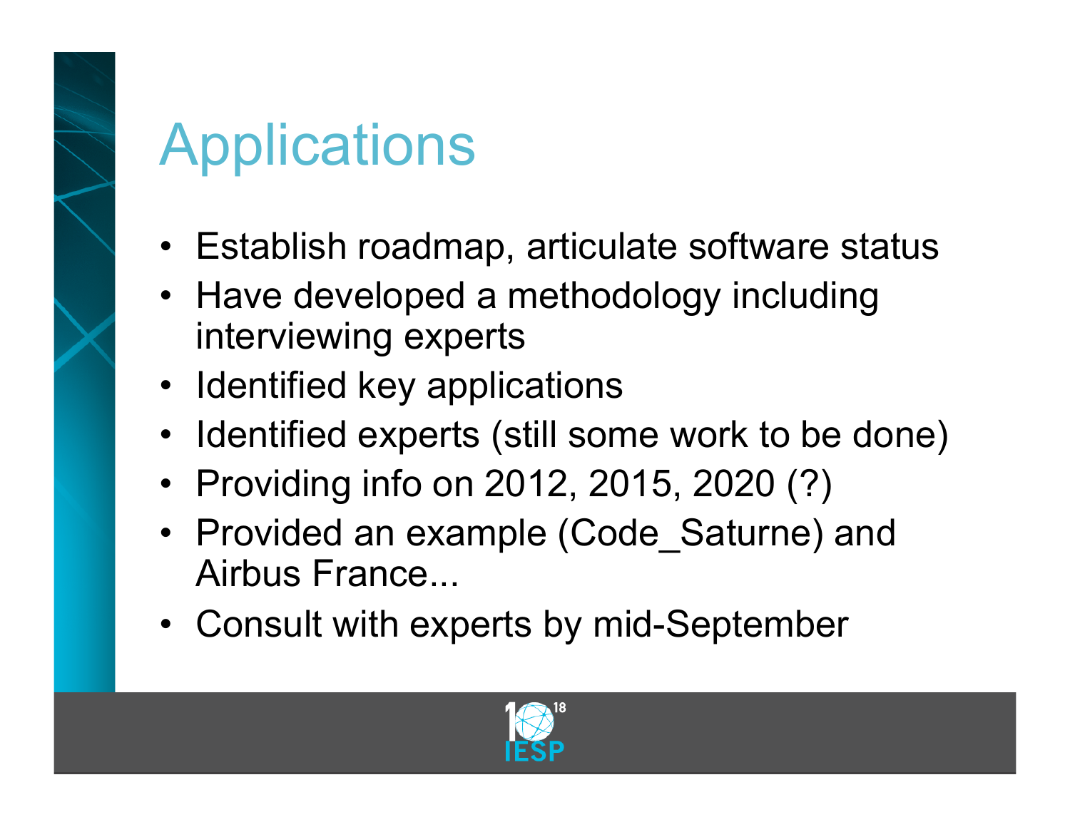# Applications

- Establish roadmap, articulate software status
- Have developed a methodology including interviewing experts
- Identified key applications
- Identified experts (still some work to be done)
- Providing info on 2012, 2015, 2020 (?)
- Provided an example (Code_Saturne) and Airbus France...
- Consult with experts by mid-September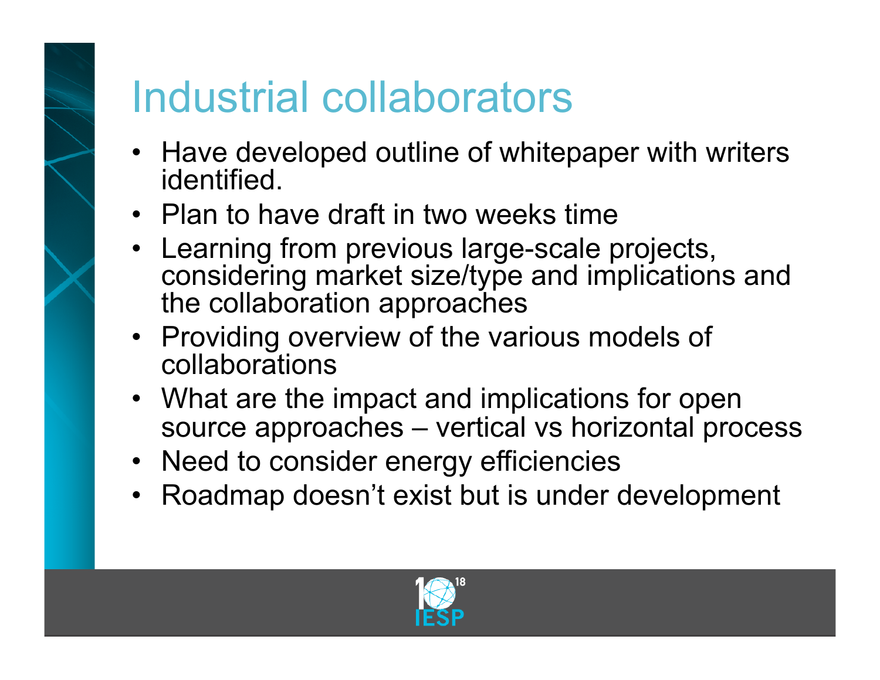# Industrial collaborators

- Have developed outline of whitepaper with writers identified.
- Plan to have draft in two weeks time
- Learning from previous large-scale projects, considering market size/type and implications and the collaboration approaches
- Providing overview of the various models of collaborations
- What are the impact and implications for open source approaches – vertical vs horizontal process
- Need to consider energy efficiencies
- Roadmap doesn't exist but is under development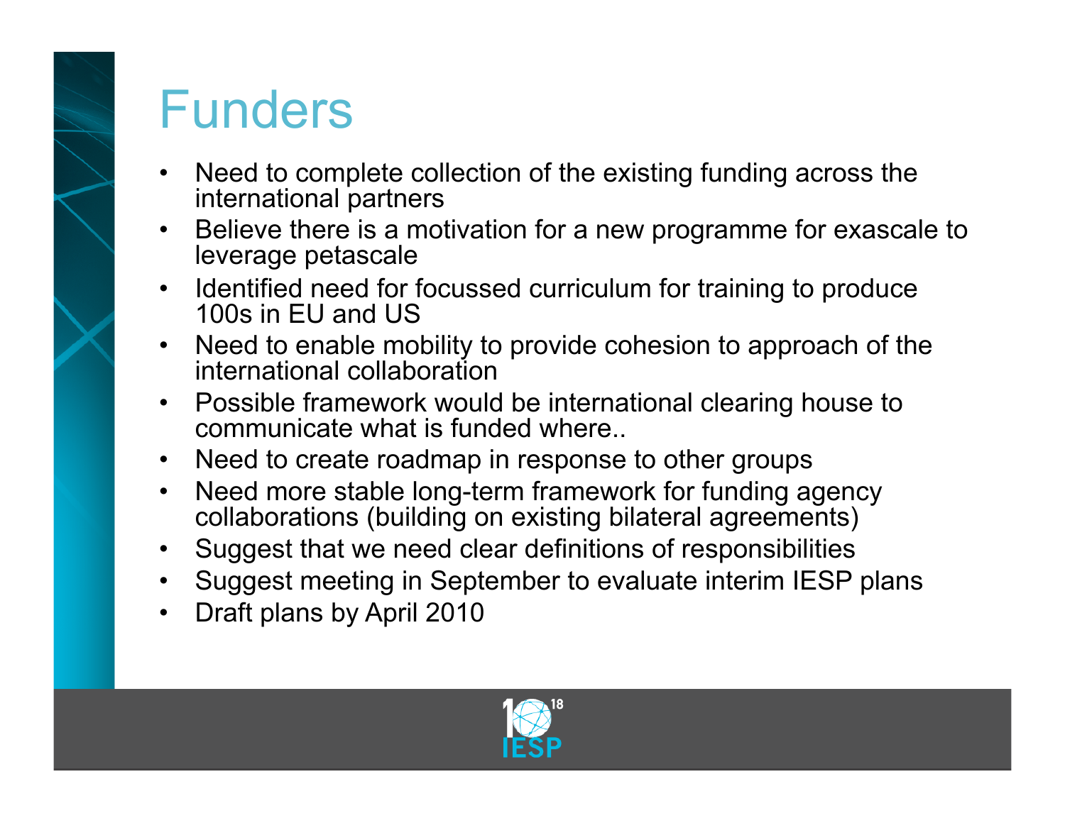# Funders

- Need to complete collection of the existing funding across the international partners
- Believe there is a motivation for a new programme for exascale to leverage petascale
- Identified need for focussed curriculum for training to produce 100s in EU and US
- Need to enable mobility to provide cohesion to approach of the international collaboration
- Possible framework would be international clearing house to communicate what is funded where..
- Need to create roadmap in response to other groups
- Need more stable long-term framework for funding agency collaborations (building on existing bilateral agreements)
- Suggest that we need clear definitions of responsibilities
- Suggest meeting in September to evaluate interim IESP plans
- Draft plans by April 2010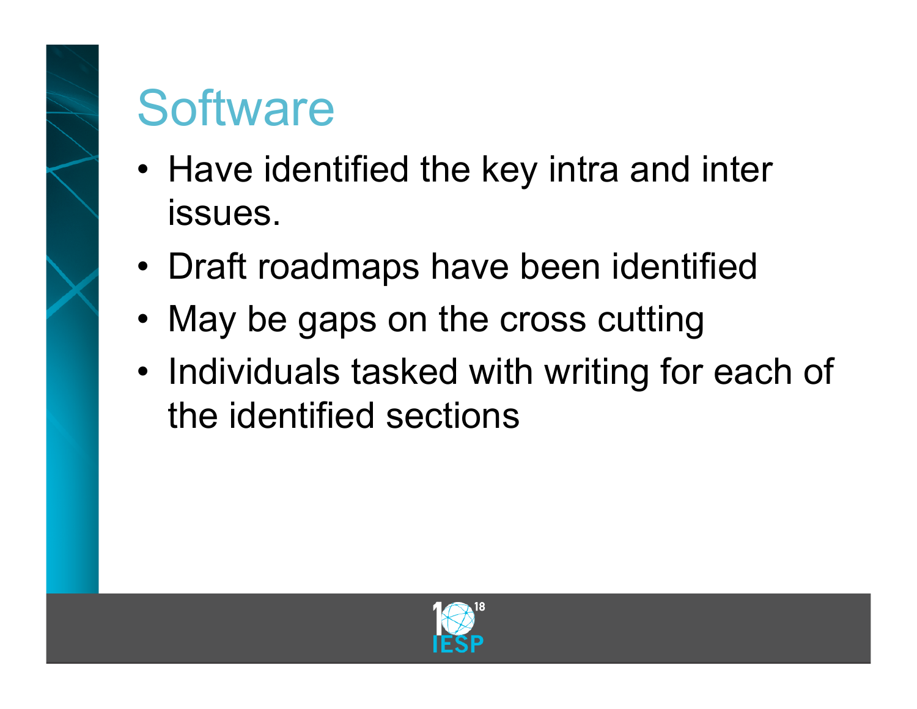# Software

- Have identified the key intra and inter issues.
- Draft roadmaps have been identified
- May be gaps on the cross cutting
- Individuals tasked with writing for each of the identified sections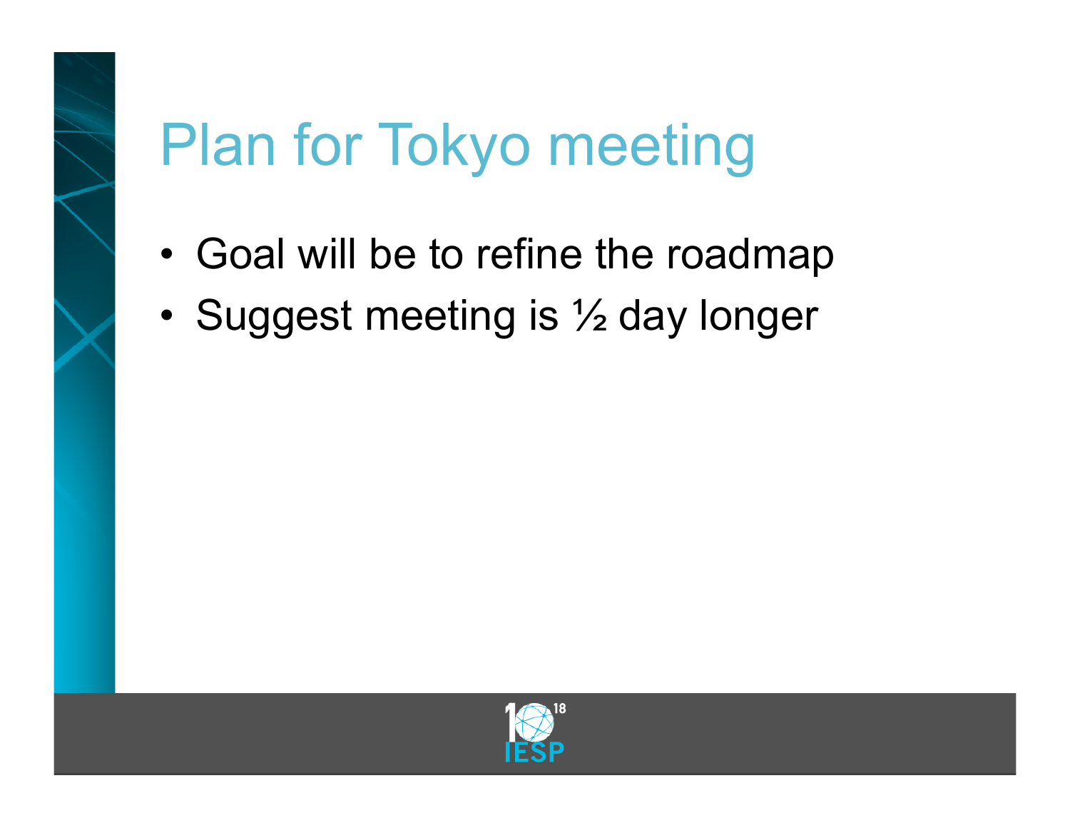# Plan for Tokyo meeting

- Goal will be to refine the roadmap
- Suggest meeting is ½ day longer